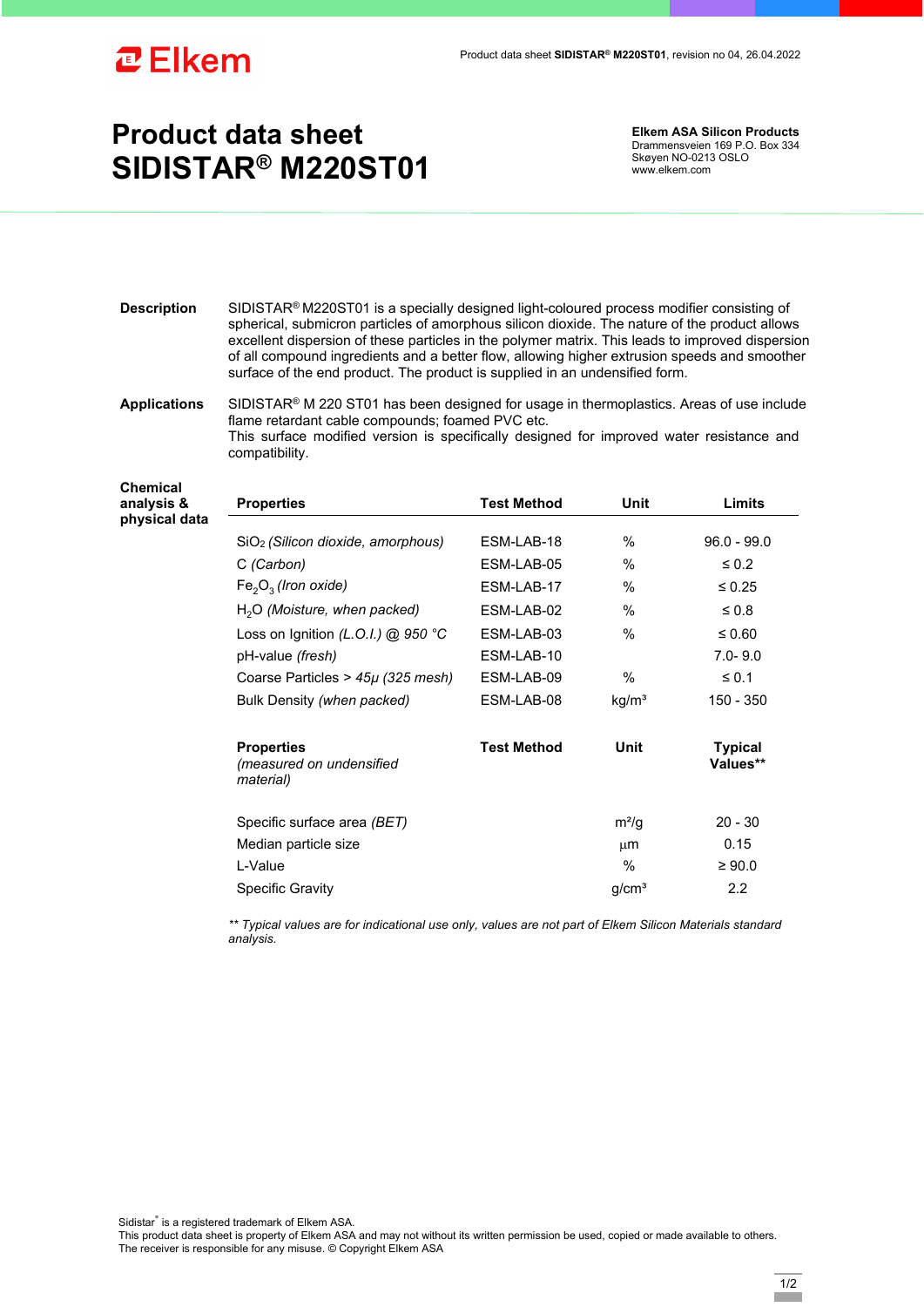Elkem

# Product data sheet SIDISTAR® M220ST01

**Elkem ASA Silicon Products**
Drammensveien 169 P.O. Box 334
Skøyen NO-0213 OSLO
www.elkem.com

**Description**

SIDISTAR® M220ST01 is a specially designed light-coloured process modifier consisting of spherical, submicron particles of amorphous silicon dioxide. The nature of the product allows excellent dispersion of these particles in the polymer matrix. This leads to improved dispersion of all compound ingredients and a better flow, allowing higher extrusion speeds and smoother surface of the end product. The product is supplied in an undensified form.

**Applications**

SIDISTAR® M 220 ST01 has been designed for usage in thermoplastics. Areas of use include flame retardant cable compounds; foamed PVC etc.
This surface modified version is specifically designed for improved water resistance and compatibility.

**Chemical analysis & physical data**

| Properties | Test Method | Unit | Limits |
|---|---|---|---|
| $SiO_2$ *(Silicon dioxide, amorphous)* | ESM-LAB-18 | % | 96.0 - 99.0 |
| C *(Carbon)* | ESM-LAB-05 | % | ≤ 0.2 |
| $Fe_2O_3$ *(Iron oxide)* | ESM-LAB-17 | % | ≤ 0.25 |
| $H_2O$ *(Moisture, when packed)* | ESM-LAB-02 | % | ≤ 0.8 |
| Loss on Ignition *(L.O.I.) @ 950 °C* | ESM-LAB-03 | % | ≤ 0.60 |
| pH-value *(fresh)* | ESM-LAB-10 | | 7.0- 9.0 |
| Coarse Particles > *45µ (325 mesh)* | ESM-LAB-09 | % | ≤ 0.1 |
| Bulk Density *(when packed)* | ESM-LAB-08 | kg/m³ | 150 - 350 |

| Properties *(measured on undensified material)* | Test Method | Unit | Typical Values** |
|---|---|---|---|
| Specific surface area *(BET)* | | m²/g | 20 - 30 |
| Median particle size | | µm | 0.15 |
| L-Value | | % | ≥ 90.0 |
| Specific Gravity | | g/cm³ | 2.2 |

*** Typical values are for indicational use only, values are not part of Elkem Silicon Materials standard analysis.*

Sidistar® is a registered trademark of Elkem ASA.
This product data sheet is property of Elkem ASA and may not without its written permission be used, copied or made available to others.
The receiver is responsible for any misuse. © Copyright Elkem ASA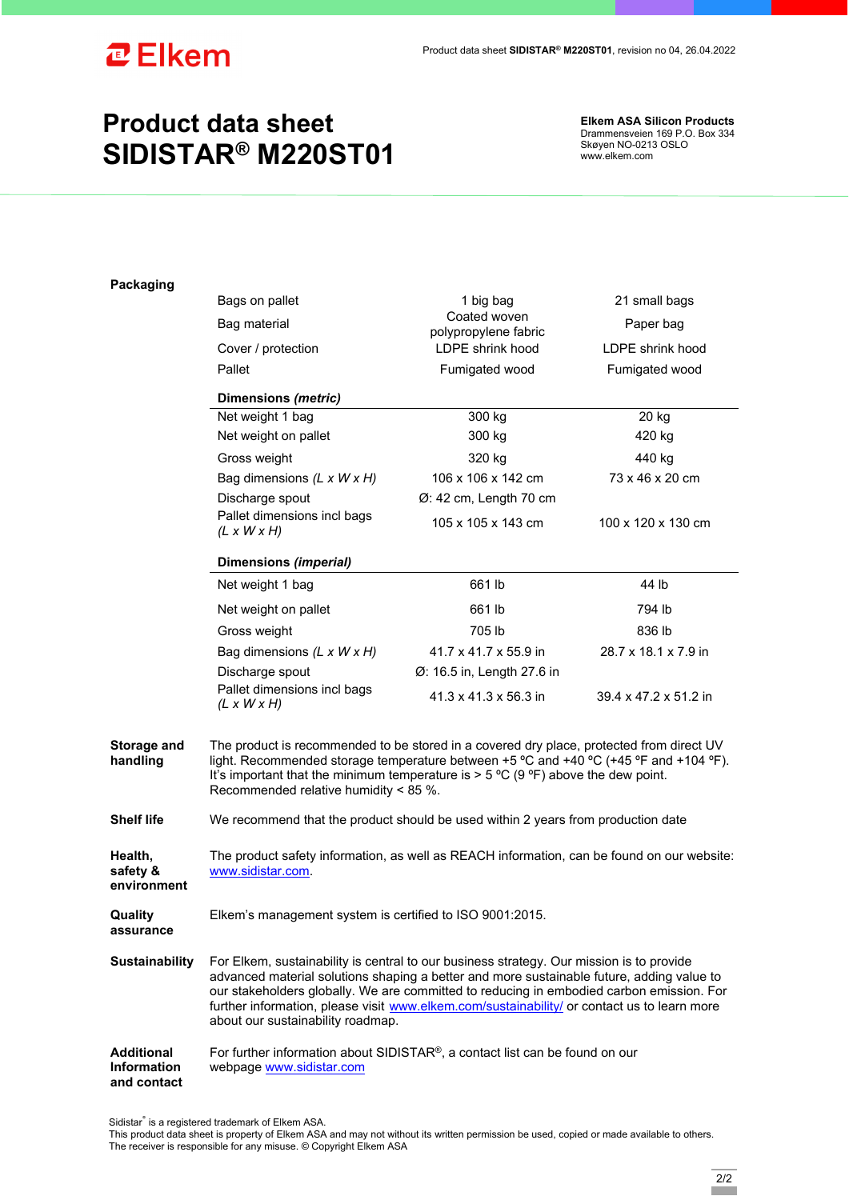**Packaging**

| | | |
|---|---|---|
| Bags on pallet | 1 big bag | 21 small bags |
| Bag material | Coated woven polypropylene fabric | Paper bag |
| Cover / protection | LDPE shrink hood | LDPE shrink hood |
| Pallet | Fumigated wood | Fumigated wood |
| **Dimensions *(metric)*** | | |
| Net weight 1 bag | 300 kg | 20 kg |
| Net weight on pallet | 300 kg | 420 kg |
| Gross weight | 320 kg | 440 kg |
| Bag dimensions *(L x W x H)* | 106 x 106 x 142 cm | 73 x 46 x 20 cm |
| Discharge spout | Ø: 42 cm, Length 70 cm | |
| Pallet dimensions incl bags *(L x W x H)* | 105 x 105 x 143 cm | 100 x 120 x 130 cm |
| **Dimensions *(imperial)*** | | |
| Net weight 1 bag | 661 lb | 44 lb |
| Net weight on pallet | 661 lb | 794 lb |
| Gross weight | 705 lb | 836 lb |
| Bag dimensions *(L x W x H)* | 41.7 x 41.7 x 55.9 in | 28.7 x 18.1 x 7.9 in |
| Discharge spout | Ø: 16.5 in, Length 27.6 in | |
| Pallet dimensions incl bags *(L x W x H)* | 41.3 x 41.3 x 56.3 in | 39.4 x 47.2 x 51.2 in |

**Storage and handling**

The product is recommended to be stored in a covered dry place, protected from direct UV light. Recommended storage temperature between +5 ºC and +40 ºC (+45 ºF and +104 ºF). It's important that the minimum temperature is > 5 ºC (9 ºF) above the dew point. Recommended relative humidity < 85 %.

**Shelf life**

We recommend that the product should be used within 2 years from production date

**Health, safety & environment**

The product safety information, as well as REACH information, can be found on our website: www.sidistar.com.

**Quality assurance**

Elkem's management system is certified to ISO 9001:2015.

**Sustainability**

For Elkem, sustainability is central to our business strategy. Our mission is to provide advanced material solutions shaping a better and more sustainable future, adding value to our stakeholders globally. We are committed to reducing in embodied carbon emission. For further information, please visit www.elkem.com/sustainability/ or contact us to learn more about our sustainability roadmap.

**Additional Information and contact**

For further information about SIDISTAR®, a contact list can be found on our webpage www.sidistar.com

Sidistar® is a registered trademark of Elkem ASA.
This product data sheet is property of Elkem ASA and may not without its written permission be used, copied or made available to others. The receiver is responsible for any misuse. © Copyright Elkem ASA